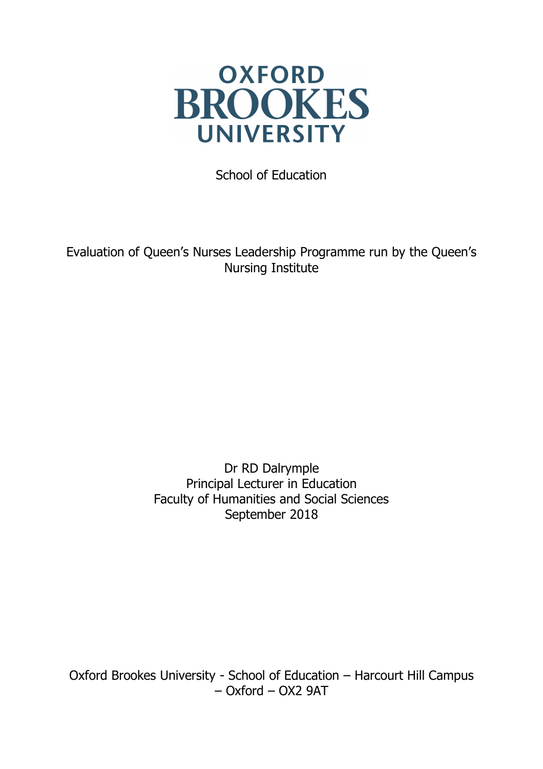OXFORD BROOKES UNIVERSITY

School of Education

# Evaluation of Queen's Nurses Leadership Programme run by the Queen's Nursing Institute

Dr RD Dalrymple
Principal Lecturer in Education
Faculty of Humanities and Social Sciences
September 2018

Oxford Brookes University - School of Education – Harcourt Hill Campus – Oxford – OX2 9AT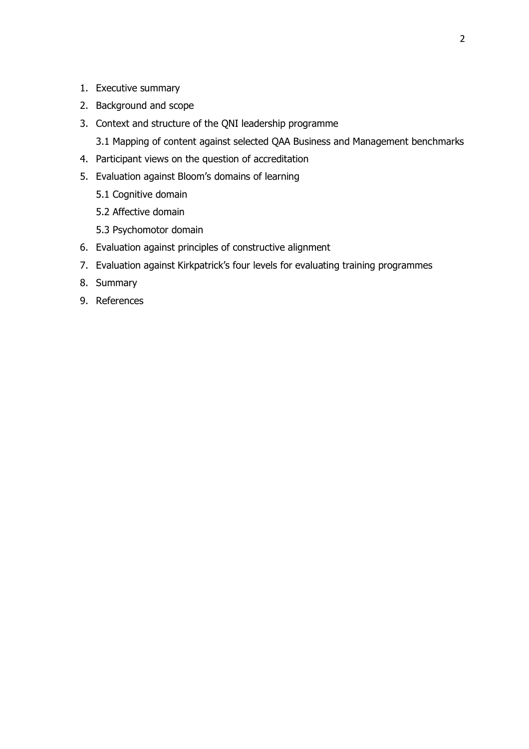1. Executive summary
2. Background and scope
3. Context and structure of the QNI leadership programme
    3.1 Mapping of content against selected QAA Business and Management benchmarks
4. Participant views on the question of accreditation
5. Evaluation against Bloom's domains of learning
    5.1 Cognitive domain
    5.2 Affective domain
    5.3 Psychomotor domain
6. Evaluation against principles of constructive alignment
7. Evaluation against Kirkpatrick's four levels for evaluating training programmes
8. Summary
9. References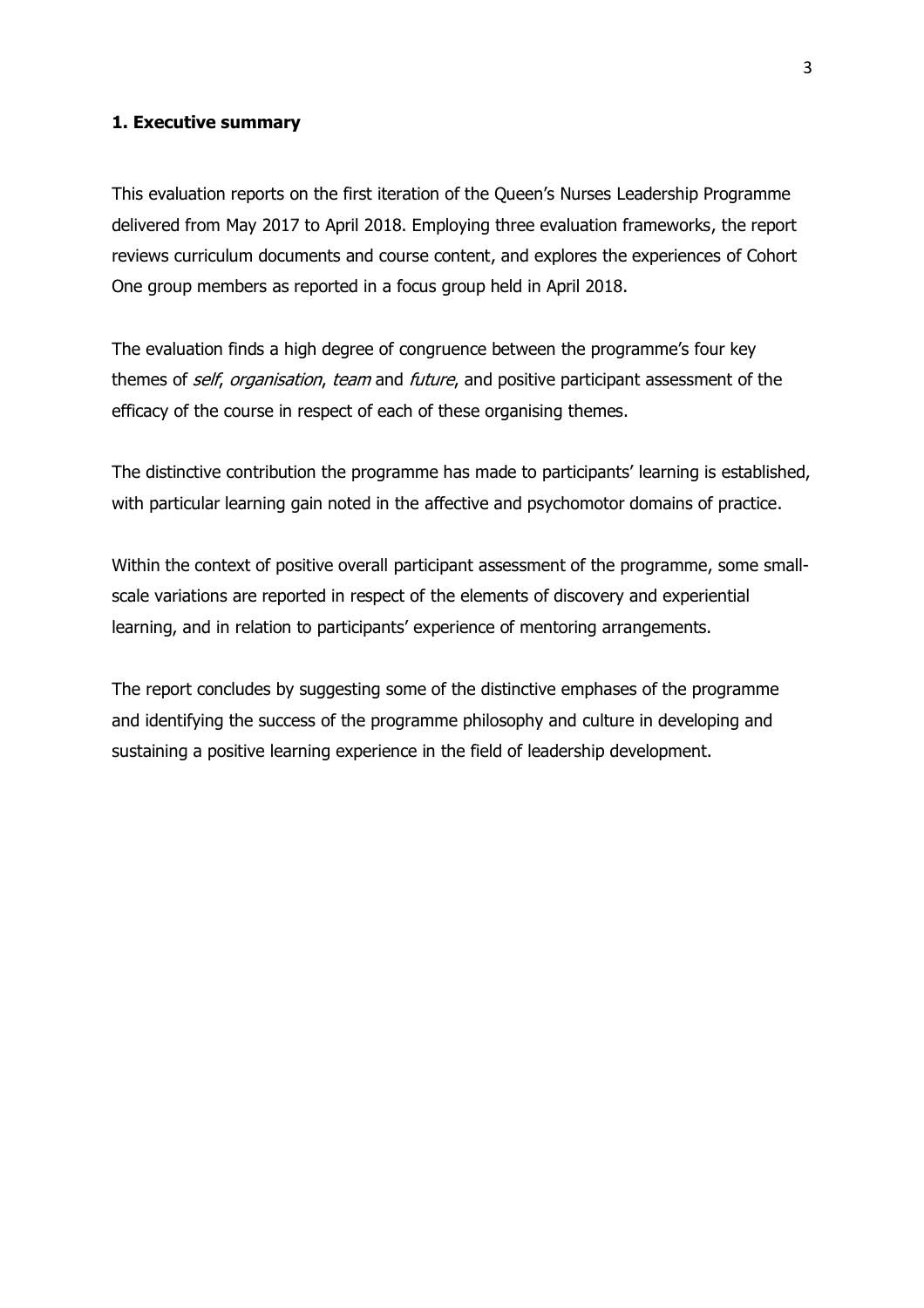## 1. Executive summary

This evaluation reports on the first iteration of the Queen's Nurses Leadership Programme delivered from May 2017 to April 2018. Employing three evaluation frameworks, the report reviews curriculum documents and course content, and explores the experiences of Cohort One group members as reported in a focus group held in April 2018.

The evaluation finds a high degree of congruence between the programme's four key themes of *self*, *organisation*, *team* and *future*, and positive participant assessment of the efficacy of the course in respect of each of these organising themes.

The distinctive contribution the programme has made to participants' learning is established, with particular learning gain noted in the affective and psychomotor domains of practice.

Within the context of positive overall participant assessment of the programme, some small-scale variations are reported in respect of the elements of discovery and experiential learning, and in relation to participants' experience of mentoring arrangements.

The report concludes by suggesting some of the distinctive emphases of the programme and identifying the success of the programme philosophy and culture in developing and sustaining a positive learning experience in the field of leadership development.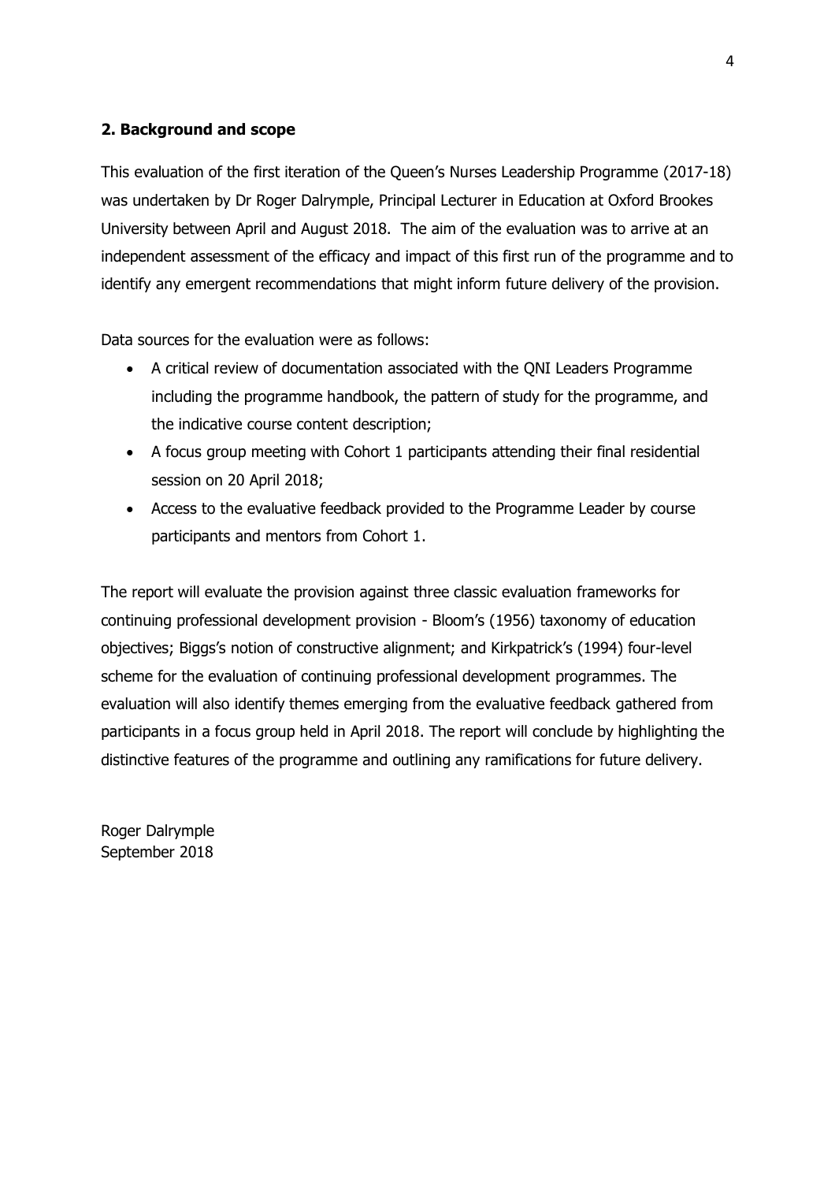## 2. Background and scope

This evaluation of the first iteration of the Queen's Nurses Leadership Programme (2017-18) was undertaken by Dr Roger Dalrymple, Principal Lecturer in Education at Oxford Brookes University between April and August 2018. The aim of the evaluation was to arrive at an independent assessment of the efficacy and impact of this first run of the programme and to identify any emergent recommendations that might inform future delivery of the provision.

Data sources for the evaluation were as follows:

- A critical review of documentation associated with the QNI Leaders Programme including the programme handbook, the pattern of study for the programme, and the indicative course content description;
- A focus group meeting with Cohort 1 participants attending their final residential session on 20 April 2018;
- Access to the evaluative feedback provided to the Programme Leader by course participants and mentors from Cohort 1.

The report will evaluate the provision against three classic evaluation frameworks for continuing professional development provision - Bloom's (1956) taxonomy of education objectives; Biggs's notion of constructive alignment; and Kirkpatrick's (1994) four-level scheme for the evaluation of continuing professional development programmes. The evaluation will also identify themes emerging from the evaluative feedback gathered from participants in a focus group held in April 2018. The report will conclude by highlighting the distinctive features of the programme and outlining any ramifications for future delivery.

Roger Dalrymple
September 2018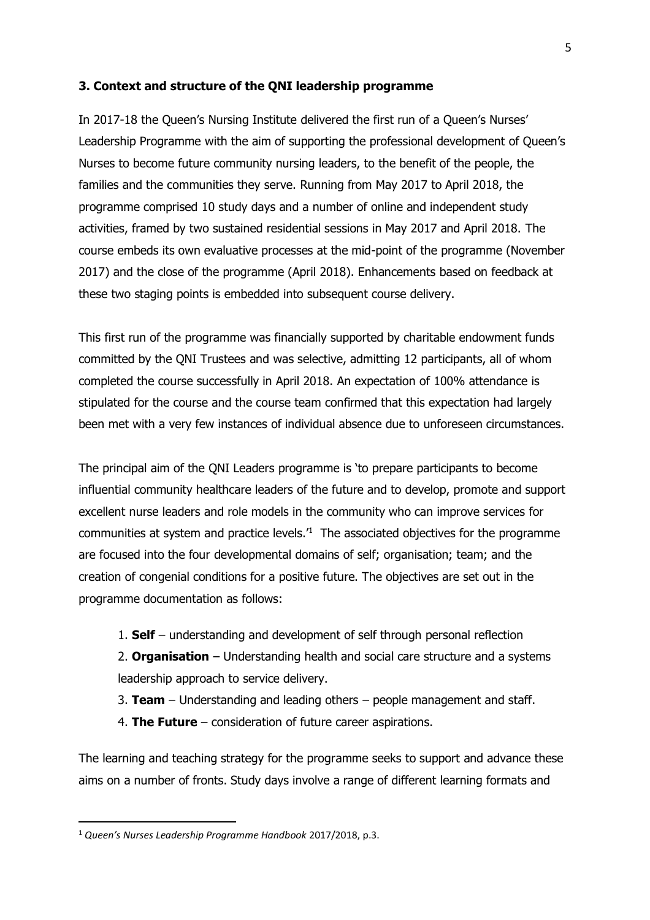## 3. Context and structure of the QNI leadership programme

In 2017-18 the Queen's Nursing Institute delivered the first run of a Queen's Nurses' Leadership Programme with the aim of supporting the professional development of Queen's Nurses to become future community nursing leaders, to the benefit of the people, the families and the communities they serve. Running from May 2017 to April 2018, the programme comprised 10 study days and a number of online and independent study activities, framed by two sustained residential sessions in May 2017 and April 2018. The course embeds its own evaluative processes at the mid-point of the programme (November 2017) and the close of the programme (April 2018). Enhancements based on feedback at these two staging points is embedded into subsequent course delivery.

This first run of the programme was financially supported by charitable endowment funds committed by the QNI Trustees and was selective, admitting 12 participants, all of whom completed the course successfully in April 2018. An expectation of 100% attendance is stipulated for the course and the course team confirmed that this expectation had largely been met with a very few instances of individual absence due to unforeseen circumstances.

The principal aim of the QNI Leaders programme is 'to prepare participants to become influential community healthcare leaders of the future and to develop, promote and support excellent nurse leaders and role models in the community who can improve services for communities at system and practice levels.'[1] The associated objectives for the programme are focused into the four developmental domains of self; organisation; team; and the creation of congenial conditions for a positive future. The objectives are set out in the programme documentation as follows:

1. **Self** – understanding and development of self through personal reflection
2. **Organisation** – Understanding health and social care structure and a systems leadership approach to service delivery.
3. **Team** – Understanding and leading others – people management and staff.
4. **The Future** – consideration of future career aspirations.

The learning and teaching strategy for the programme seeks to support and advance these aims on a number of fronts. Study days involve a range of different learning formats and

[1] *Queen's Nurses Leadership Programme Handbook* 2017/2018, p.3.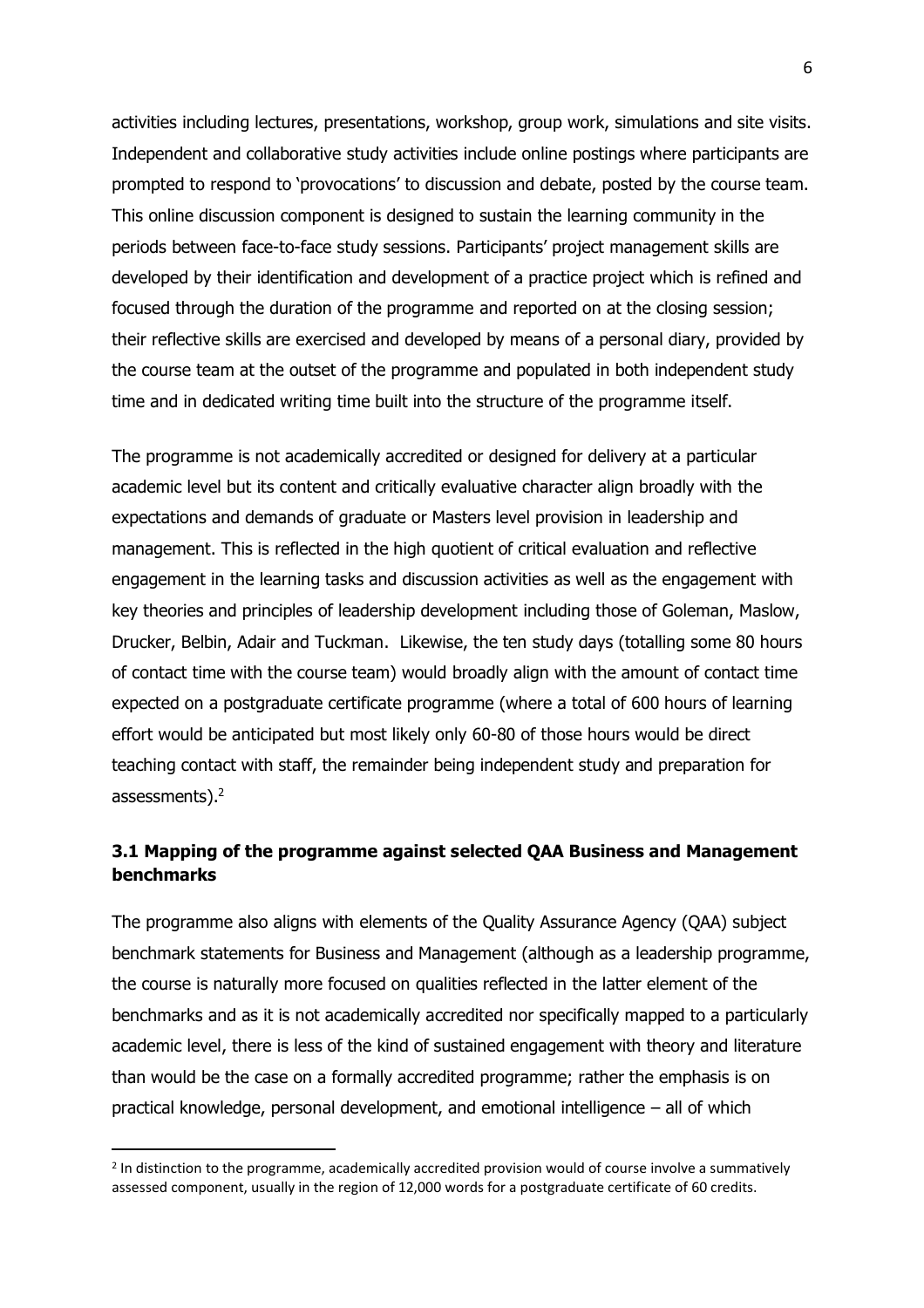activities including lectures, presentations, workshop, group work, simulations and site visits. Independent and collaborative study activities include online postings where participants are prompted to respond to 'provocations' to discussion and debate, posted by the course team. This online discussion component is designed to sustain the learning community in the periods between face-to-face study sessions. Participants' project management skills are developed by their identification and development of a practice project which is refined and focused through the duration of the programme and reported on at the closing session; their reflective skills are exercised and developed by means of a personal diary, provided by the course team at the outset of the programme and populated in both independent study time and in dedicated writing time built into the structure of the programme itself.

The programme is not academically accredited or designed for delivery at a particular academic level but its content and critically evaluative character align broadly with the expectations and demands of graduate or Masters level provision in leadership and management. This is reflected in the high quotient of critical evaluation and reflective engagement in the learning tasks and discussion activities as well as the engagement with key theories and principles of leadership development including those of Goleman, Maslow, Drucker, Belbin, Adair and Tuckman. Likewise, the ten study days (totalling some 80 hours of contact time with the course team) would broadly align with the amount of contact time expected on a postgraduate certificate programme (where a total of 600 hours of learning effort would be anticipated but most likely only 60-80 of those hours would be direct teaching contact with staff, the remainder being independent study and preparation for assessments).[2]

### 3.1 Mapping of the programme against selected QAA Business and Management benchmarks

The programme also aligns with elements of the Quality Assurance Agency (QAA) subject benchmark statements for Business and Management (although as a leadership programme, the course is naturally more focused on qualities reflected in the latter element of the benchmarks and as it is not academically accredited nor specifically mapped to a particularly academic level, there is less of the kind of sustained engagement with theory and literature than would be the case on a formally accredited programme; rather the emphasis is on practical knowledge, personal development, and emotional intelligence – all of which

[2] In distinction to the programme, academically accredited provision would of course involve a summatively assessed component, usually in the region of 12,000 words for a postgraduate certificate of 60 credits.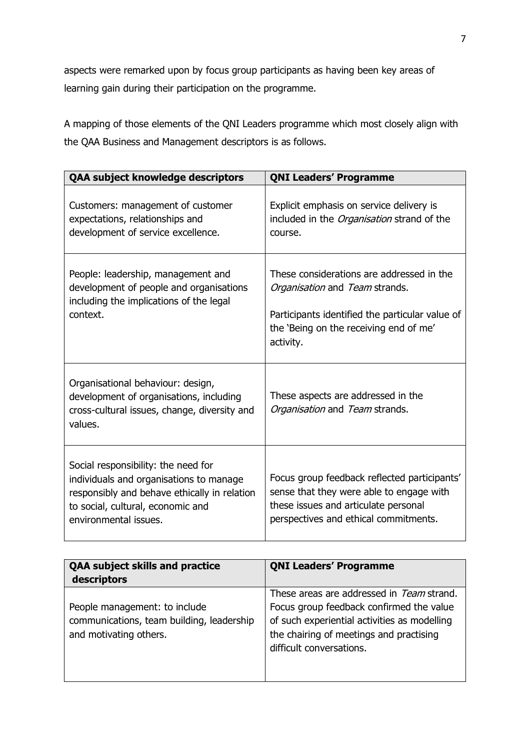aspects were remarked upon by focus group participants as having been key areas of learning gain during their participation on the programme.

A mapping of those elements of the QNI Leaders programme which most closely align with the QAA Business and Management descriptors is as follows.

| **QAA subject knowledge descriptors** | **QNI Leaders' Programme** |
| --- | --- |
| Customers: management of customer expectations, relationships and development of service excellence. | Explicit emphasis on service delivery is included in the *Organisation* strand of the course. |
| People: leadership, management and development of people and organisations including the implications of the legal context. | These considerations are addressed in the *Organisation* and *Team* strands.<br><br>Participants identified the particular value of the 'Being on the receiving end of me' activity. |
| Organisational behaviour: design, development of organisations, including cross-cultural issues, change, diversity and values. | These aspects are addressed in the *Organisation* and *Team* strands. |
| Social responsibility: the need for individuals and organisations to manage responsibly and behave ethically in relation to social, cultural, economic and environmental issues. | Focus group feedback reflected participants' sense that they were able to engage with these issues and articulate personal perspectives and ethical commitments. |

| **QAA subject skills and practice descriptors** | **QNI Leaders' Programme** |
| --- | --- |
| People management: to include communications, team building, leadership and motivating others. | These areas are addressed in *Team* strand. Focus group feedback confirmed the value of such experiential activities as modelling the chairing of meetings and practising difficult conversations. |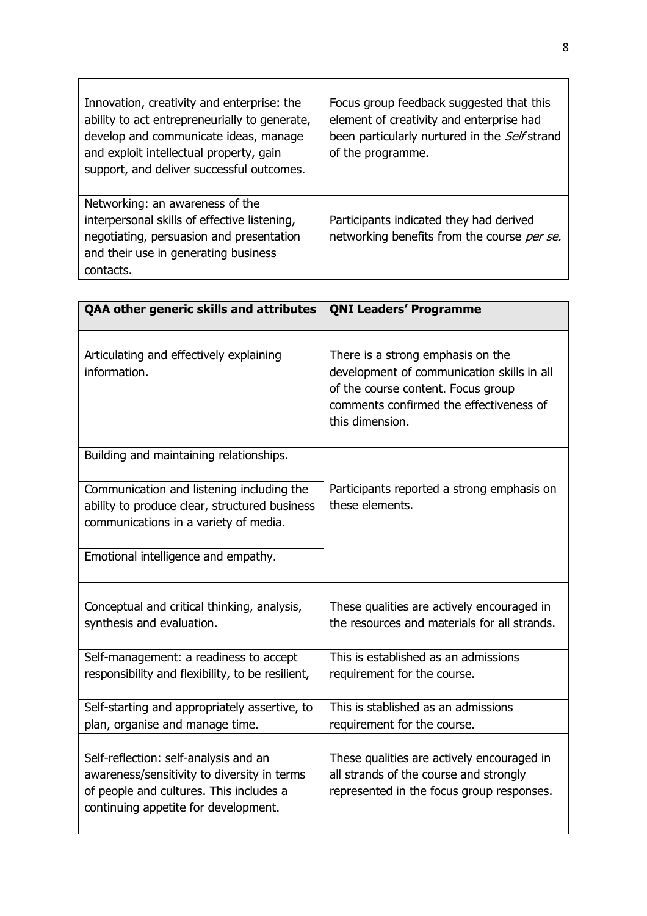| | |
|---|---|
| Innovation, creativity and enterprise: the ability to act entrepreneurially to generate, develop and communicate ideas, manage and exploit intellectual property, gain support, and deliver successful outcomes. | Focus group feedback suggested that this element of creativity and enterprise had been particularly nurtured in the *Self* strand of the programme. |
| Networking: an awareness of the interpersonal skills of effective listening, negotiating, persuasion and presentation and their use in generating business contacts. | Participants indicated they had derived networking benefits from the course *per se.* |

| **QAA other generic skills and attributes** | **QNI Leaders' Programme** |
|---|---|
| Articulating and effectively explaining information. | There is a strong emphasis on the development of communication skills in all of the course content. Focus group comments confirmed the effectiveness of this dimension. |
| Building and maintaining relationships. | Participants reported a strong emphasis on these elements. |
| Communication and listening including the ability to produce clear, structured business communications in a variety of media. | |
| Emotional intelligence and empathy. | |
| Conceptual and critical thinking, analysis, synthesis and evaluation. | These qualities are actively encouraged in the resources and materials for all strands. |
| Self-management: a readiness to accept responsibility and flexibility, to be resilient, | This is established as an admissions requirement for the course. |
| Self-starting and appropriately assertive, to plan, organise and manage time. | This is stablished as an admissions requirement for the course. |
| Self-reflection: self-analysis and an awareness/sensitivity to diversity in terms of people and cultures. This includes a continuing appetite for development. | These qualities are actively encouraged in all strands of the course and strongly represented in the focus group responses. |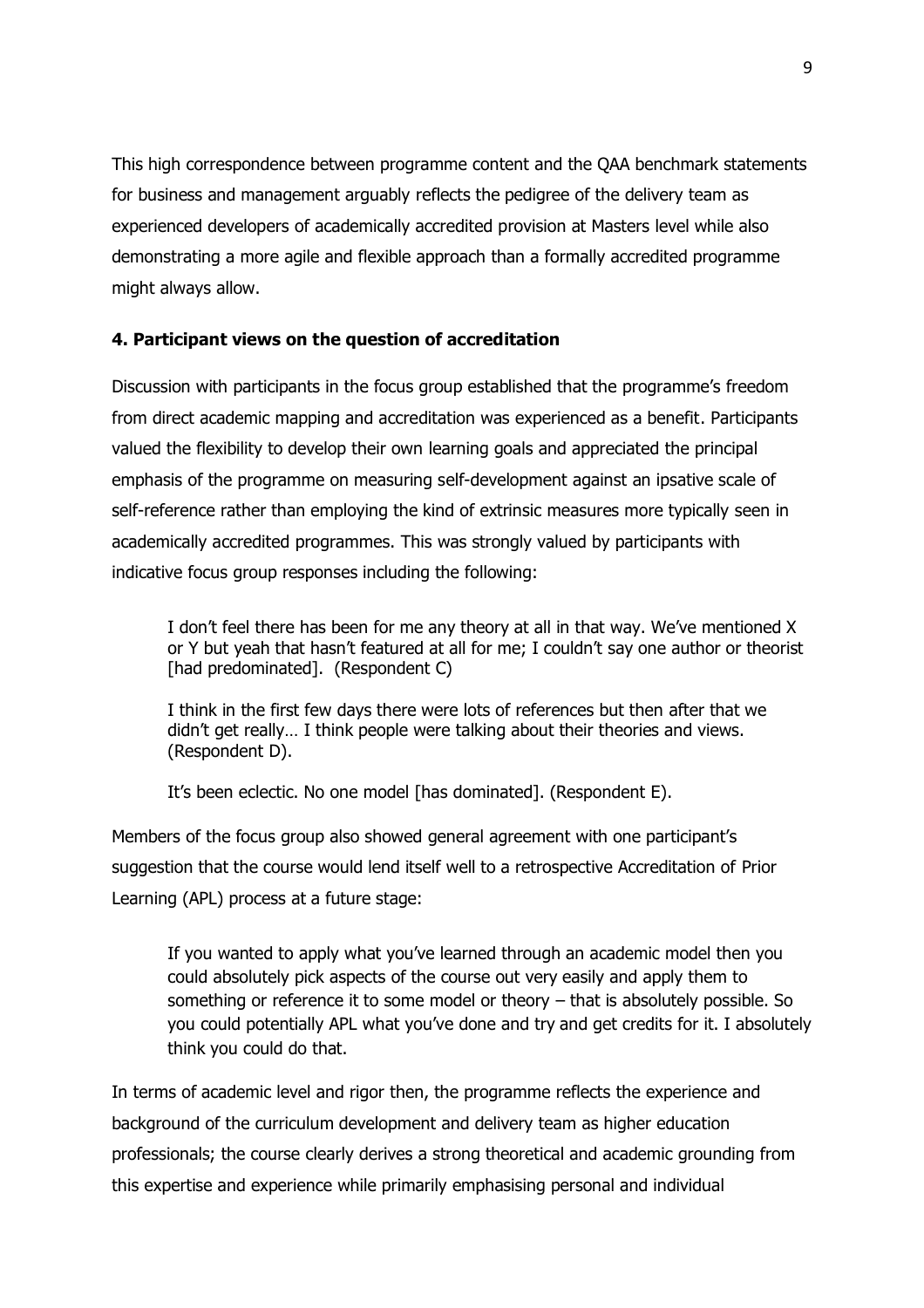This high correspondence between programme content and the QAA benchmark statements for business and management arguably reflects the pedigree of the delivery team as experienced developers of academically accredited provision at Masters level while also demonstrating a more agile and flexible approach than a formally accredited programme might always allow.

### 4. Participant views on the question of accreditation

Discussion with participants in the focus group established that the programme's freedom from direct academic mapping and accreditation was experienced as a benefit. Participants valued the flexibility to develop their own learning goals and appreciated the principal emphasis of the programme on measuring self-development against an ipsative scale of self-reference rather than employing the kind of extrinsic measures more typically seen in academically accredited programmes. This was strongly valued by participants with indicative focus group responses including the following:

> I don't feel there has been for me any theory at all in that way. We've mentioned X or Y but yeah that hasn't featured at all for me; I couldn't say one author or theorist [had predominated]. (Respondent C)
>
> I think in the first few days there were lots of references but then after that we didn't get really… I think people were talking about their theories and views. (Respondent D).
>
> It's been eclectic. No one model [has dominated]. (Respondent E).

Members of the focus group also showed general agreement with one participant's suggestion that the course would lend itself well to a retrospective Accreditation of Prior Learning (APL) process at a future stage:

> If you wanted to apply what you've learned through an academic model then you could absolutely pick aspects of the course out very easily and apply them to something or reference it to some model or theory – that is absolutely possible. So you could potentially APL what you've done and try and get credits for it. I absolutely think you could do that.

In terms of academic level and rigor then, the programme reflects the experience and background of the curriculum development and delivery team as higher education professionals; the course clearly derives a strong theoretical and academic grounding from this expertise and experience while primarily emphasising personal and individual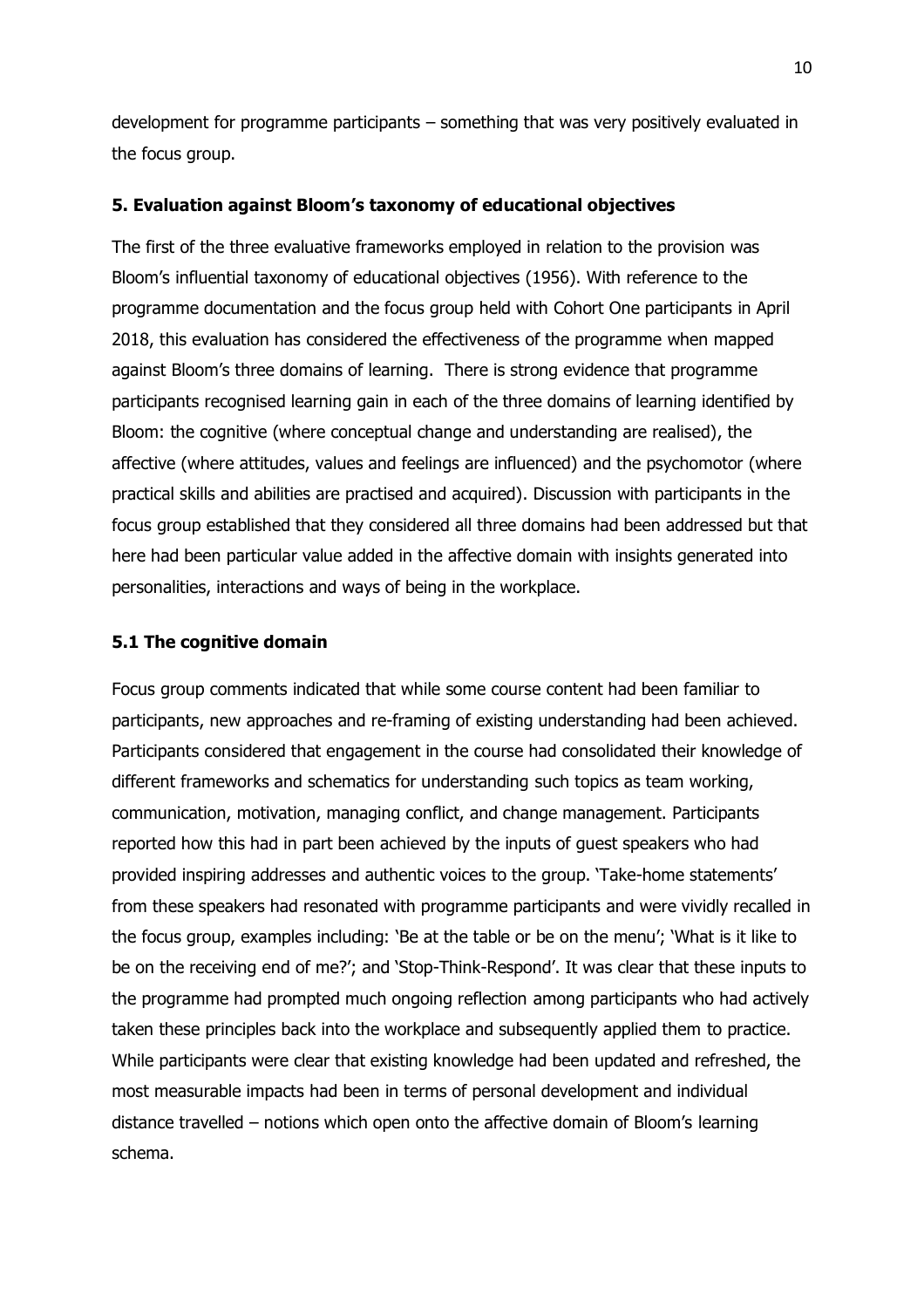development for programme participants – something that was very positively evaluated in the focus group.

## 5. Evaluation against Bloom's taxonomy of educational objectives

The first of the three evaluative frameworks employed in relation to the provision was Bloom's influential taxonomy of educational objectives (1956). With reference to the programme documentation and the focus group held with Cohort One participants in April 2018, this evaluation has considered the effectiveness of the programme when mapped against Bloom's three domains of learning. There is strong evidence that programme participants recognised learning gain in each of the three domains of learning identified by Bloom: the cognitive (where conceptual change and understanding are realised), the affective (where attitudes, values and feelings are influenced) and the psychomotor (where practical skills and abilities are practised and acquired). Discussion with participants in the focus group established that they considered all three domains had been addressed but that here had been particular value added in the affective domain with insights generated into personalities, interactions and ways of being in the workplace.

### 5.1 The cognitive domain

Focus group comments indicated that while some course content had been familiar to participants, new approaches and re-framing of existing understanding had been achieved. Participants considered that engagement in the course had consolidated their knowledge of different frameworks and schematics for understanding such topics as team working, communication, motivation, managing conflict, and change management. Participants reported how this had in part been achieved by the inputs of guest speakers who had provided inspiring addresses and authentic voices to the group. 'Take-home statements' from these speakers had resonated with programme participants and were vividly recalled in the focus group, examples including: 'Be at the table or be on the menu'; 'What is it like to be on the receiving end of me?'; and 'Stop-Think-Respond'. It was clear that these inputs to the programme had prompted much ongoing reflection among participants who had actively taken these principles back into the workplace and subsequently applied them to practice. While participants were clear that existing knowledge had been updated and refreshed, the most measurable impacts had been in terms of personal development and individual distance travelled – notions which open onto the affective domain of Bloom's learning schema.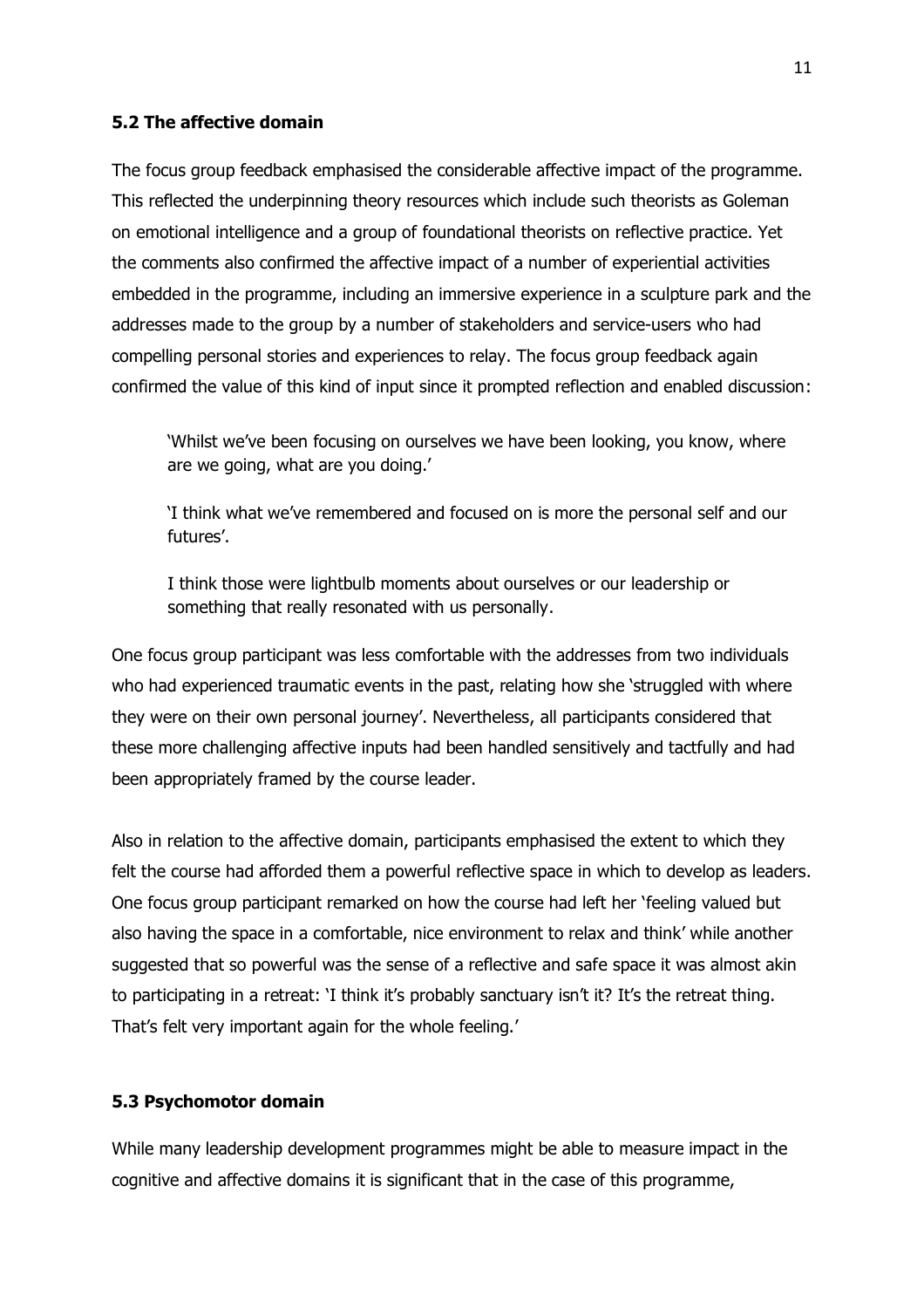### 5.2 The affective domain

The focus group feedback emphasised the considerable affective impact of the programme. This reflected the underpinning theory resources which include such theorists as Goleman on emotional intelligence and a group of foundational theorists on reflective practice. Yet the comments also confirmed the affective impact of a number of experiential activities embedded in the programme, including an immersive experience in a sculpture park and the addresses made to the group by a number of stakeholders and service-users who had compelling personal stories and experiences to relay. The focus group feedback again confirmed the value of this kind of input since it prompted reflection and enabled discussion:

> 'Whilst we've been focusing on ourselves we have been looking, you know, where are we going, what are you doing.'
>
> 'I think what we've remembered and focused on is more the personal self and our futures'.
>
> I think those were lightbulb moments about ourselves or our leadership or something that really resonated with us personally.

One focus group participant was less comfortable with the addresses from two individuals who had experienced traumatic events in the past, relating how she 'struggled with where they were on their own personal journey'. Nevertheless, all participants considered that these more challenging affective inputs had been handled sensitively and tactfully and had been appropriately framed by the course leader.

Also in relation to the affective domain, participants emphasised the extent to which they felt the course had afforded them a powerful reflective space in which to develop as leaders. One focus group participant remarked on how the course had left her 'feeling valued but also having the space in a comfortable, nice environment to relax and think' while another suggested that so powerful was the sense of a reflective and safe space it was almost akin to participating in a retreat: 'I think it's probably sanctuary isn't it? It's the retreat thing. That's felt very important again for the whole feeling.'

### 5.3 Psychomotor domain

While many leadership development programmes might be able to measure impact in the cognitive and affective domains it is significant that in the case of this programme,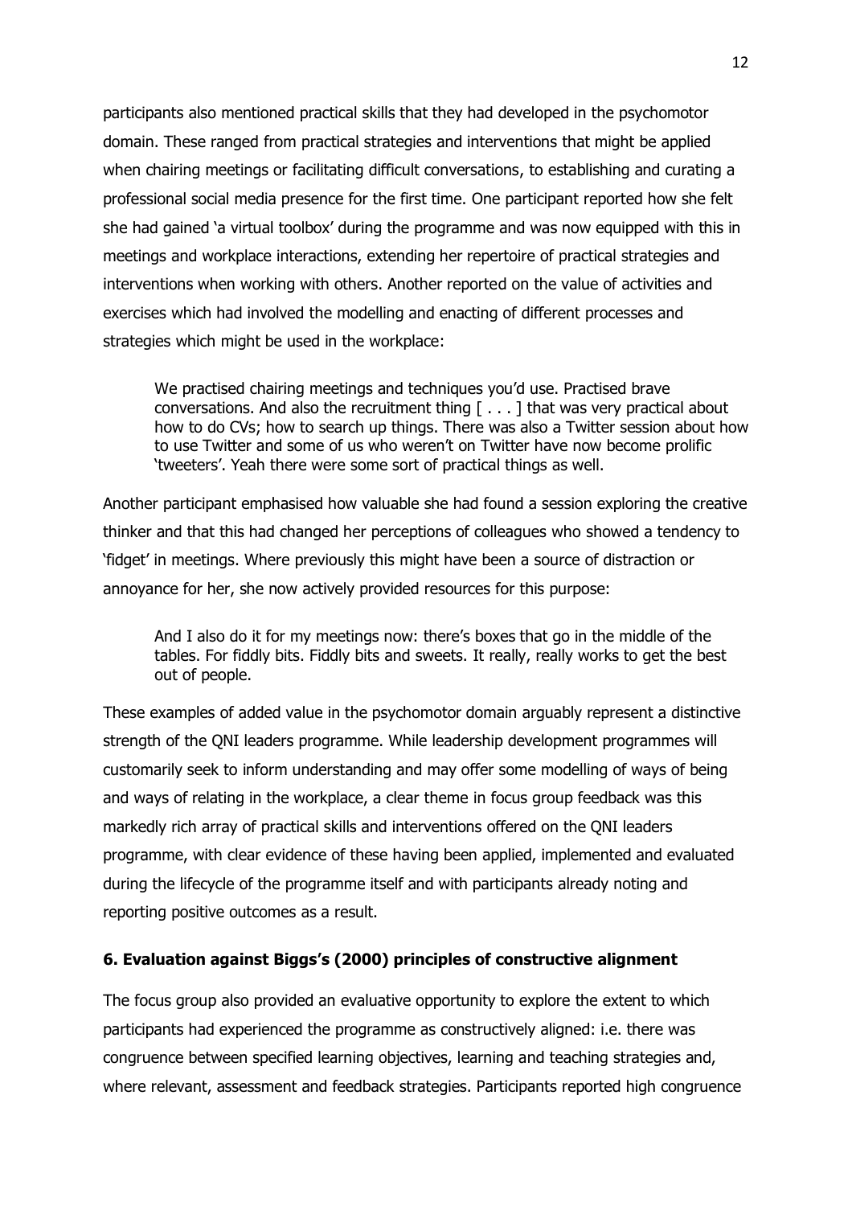participants also mentioned practical skills that they had developed in the psychomotor domain. These ranged from practical strategies and interventions that might be applied when chairing meetings or facilitating difficult conversations, to establishing and curating a professional social media presence for the first time. One participant reported how she felt she had gained 'a virtual toolbox' during the programme and was now equipped with this in meetings and workplace interactions, extending her repertoire of practical strategies and interventions when working with others. Another reported on the value of activities and exercises which had involved the modelling and enacting of different processes and strategies which might be used in the workplace:

> We practised chairing meetings and techniques you'd use. Practised brave conversations. And also the recruitment thing [ . . . ] that was very practical about how to do CVs; how to search up things. There was also a Twitter session about how to use Twitter and some of us who weren't on Twitter have now become prolific 'tweeters'. Yeah there were some sort of practical things as well.

Another participant emphasised how valuable she had found a session exploring the creative thinker and that this had changed her perceptions of colleagues who showed a tendency to 'fidget' in meetings. Where previously this might have been a source of distraction or annoyance for her, she now actively provided resources for this purpose:

> And I also do it for my meetings now: there's boxes that go in the middle of the tables. For fiddly bits. Fiddly bits and sweets. It really, really works to get the best out of people.

These examples of added value in the psychomotor domain arguably represent a distinctive strength of the QNI leaders programme. While leadership development programmes will customarily seek to inform understanding and may offer some modelling of ways of being and ways of relating in the workplace, a clear theme in focus group feedback was this markedly rich array of practical skills and interventions offered on the QNI leaders programme, with clear evidence of these having been applied, implemented and evaluated during the lifecycle of the programme itself and with participants already noting and reporting positive outcomes as a result.

## 6. Evaluation against Biggs's (2000) principles of constructive alignment

The focus group also provided an evaluative opportunity to explore the extent to which participants had experienced the programme as constructively aligned: i.e. there was congruence between specified learning objectives, learning and teaching strategies and, where relevant, assessment and feedback strategies. Participants reported high congruence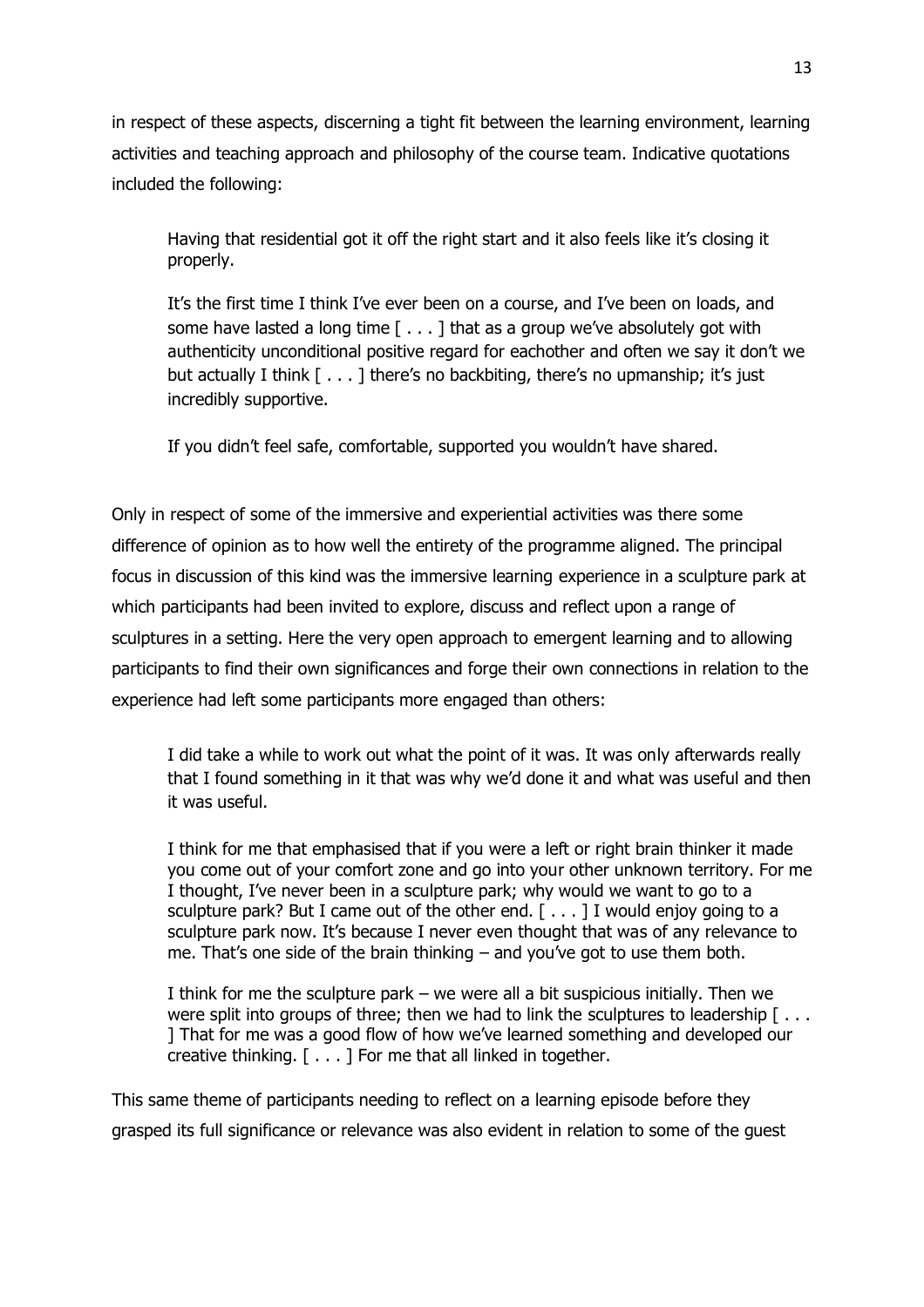in respect of these aspects, discerning a tight fit between the learning environment, learning activities and teaching approach and philosophy of the course team. Indicative quotations included the following:

> Having that residential got it off the right start and it also feels like it's closing it properly.
>
> It's the first time I think I've ever been on a course, and I've been on loads, and some have lasted a long time [ . . . ] that as a group we've absolutely got with authenticity unconditional positive regard for eachother and often we say it don't we but actually I think [ . . . ] there's no backbiting, there's no upmanship; it's just incredibly supportive.
>
> If you didn't feel safe, comfortable, supported you wouldn't have shared.

Only in respect of some of the immersive and experiential activities was there some difference of opinion as to how well the entirety of the programme aligned. The principal focus in discussion of this kind was the immersive learning experience in a sculpture park at which participants had been invited to explore, discuss and reflect upon a range of sculptures in a setting. Here the very open approach to emergent learning and to allowing participants to find their own significances and forge their own connections in relation to the experience had left some participants more engaged than others:

> I did take a while to work out what the point of it was. It was only afterwards really that I found something in it that was why we'd done it and what was useful and then it was useful.
>
> I think for me that emphasised that if you were a left or right brain thinker it made you come out of your comfort zone and go into your other unknown territory. For me I thought, I've never been in a sculpture park; why would we want to go to a sculpture park? But I came out of the other end. [ . . . ] I would enjoy going to a sculpture park now. It's because I never even thought that was of any relevance to me. That's one side of the brain thinking – and you've got to use them both.
>
> I think for me the sculpture park – we were all a bit suspicious initially. Then we were split into groups of three; then we had to link the sculptures to leadership [ . . . ] That for me was a good flow of how we've learned something and developed our creative thinking. [ . . . ] For me that all linked in together.

This same theme of participants needing to reflect on a learning episode before they grasped its full significance or relevance was also evident in relation to some of the guest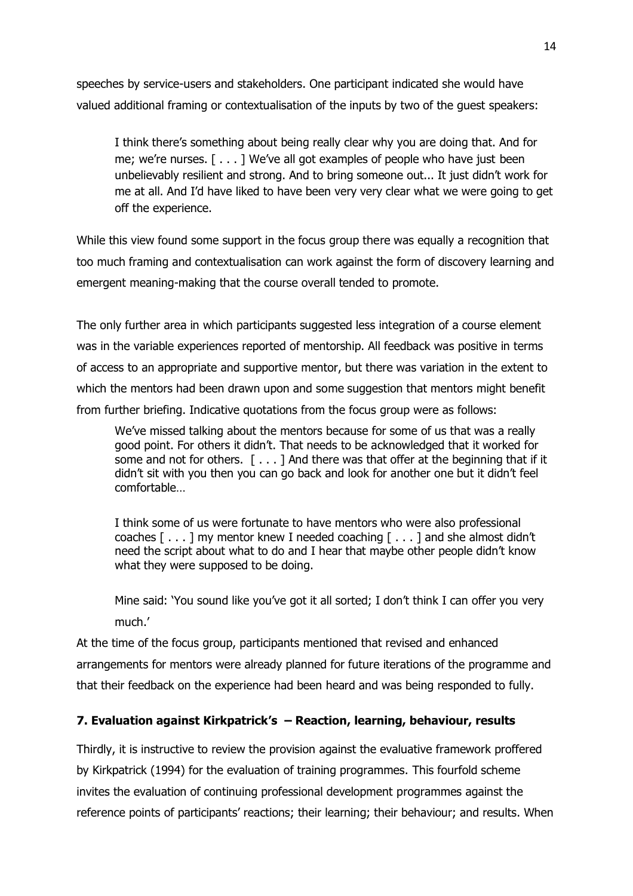speeches by service-users and stakeholders. One participant indicated she would have valued additional framing or contextualisation of the inputs by two of the guest speakers:

> I think there's something about being really clear why you are doing that. And for me; we're nurses. [ . . . ] We've all got examples of people who have just been unbelievably resilient and strong. And to bring someone out... It just didn't work for me at all. And I'd have liked to have been very very clear what we were going to get off the experience.

While this view found some support in the focus group there was equally a recognition that too much framing and contextualisation can work against the form of discovery learning and emergent meaning-making that the course overall tended to promote.

The only further area in which participants suggested less integration of a course element was in the variable experiences reported of mentorship. All feedback was positive in terms of access to an appropriate and supportive mentor, but there was variation in the extent to which the mentors had been drawn upon and some suggestion that mentors might benefit from further briefing. Indicative quotations from the focus group were as follows:

> We've missed talking about the mentors because for some of us that was a really good point. For others it didn't. That needs to be acknowledged that it worked for some and not for others. [ . . . ] And there was that offer at the beginning that if it didn't sit with you then you can go back and look for another one but it didn't feel comfortable…

> I think some of us were fortunate to have mentors who were also professional coaches [ . . . ] my mentor knew I needed coaching [ . . . ] and she almost didn't need the script about what to do and I hear that maybe other people didn't know what they were supposed to be doing.

> Mine said: 'You sound like you've got it all sorted; I don't think I can offer you very much.'

At the time of the focus group, participants mentioned that revised and enhanced arrangements for mentors were already planned for future iterations of the programme and that their feedback on the experience had been heard and was being responded to fully.

## 7. Evaluation against Kirkpatrick's – Reaction, learning, behaviour, results

Thirdly, it is instructive to review the provision against the evaluative framework proffered by Kirkpatrick (1994) for the evaluation of training programmes. This fourfold scheme invites the evaluation of continuing professional development programmes against the reference points of participants' reactions; their learning; their behaviour; and results. When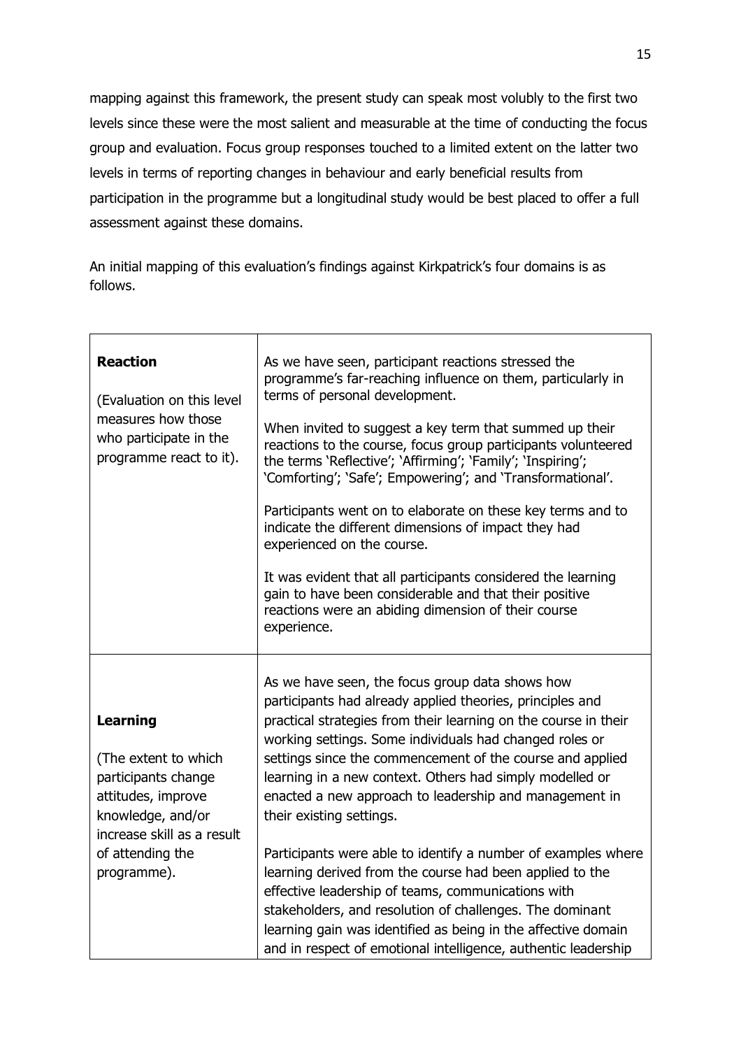mapping against this framework, the present study can speak most volubly to the first two levels since these were the most salient and measurable at the time of conducting the focus group and evaluation. Focus group responses touched to a limited extent on the latter two levels in terms of reporting changes in behaviour and early beneficial results from participation in the programme but a longitudinal study would be best placed to offer a full assessment against these domains.

An initial mapping of this evaluation's findings against Kirkpatrick's four domains is as follows.

| | |
|---|---|
| **Reaction**<br><br>(Evaluation on this level measures how those who participate in the programme react to it). | As we have seen, participant reactions stressed the programme's far-reaching influence on them, particularly in terms of personal development.<br><br>When invited to suggest a key term that summed up their reactions to the course, focus group participants volunteered the terms 'Reflective'; 'Affirming'; 'Family'; 'Inspiring'; 'Comforting'; 'Safe'; Empowering'; and 'Transformational'.<br><br>Participants went on to elaborate on these key terms and to indicate the different dimensions of impact they had experienced on the course.<br><br>It was evident that all participants considered the learning gain to have been considerable and that their positive reactions were an abiding dimension of their course experience. |
| **Learning**<br><br>(The extent to which participants change attitudes, improve knowledge, and/or increase skill as a result of attending the programme). | As we have seen, the focus group data shows how participants had already applied theories, principles and practical strategies from their learning on the course in their working settings. Some individuals had changed roles or settings since the commencement of the course and applied learning in a new context. Others had simply modelled or enacted a new approach to leadership and management in their existing settings.<br><br>Participants were able to identify a number of examples where learning derived from the course had been applied to the effective leadership of teams, communications with stakeholders, and resolution of challenges. The dominant learning gain was identified as being in the affective domain and in respect of emotional intelligence, authentic leadership |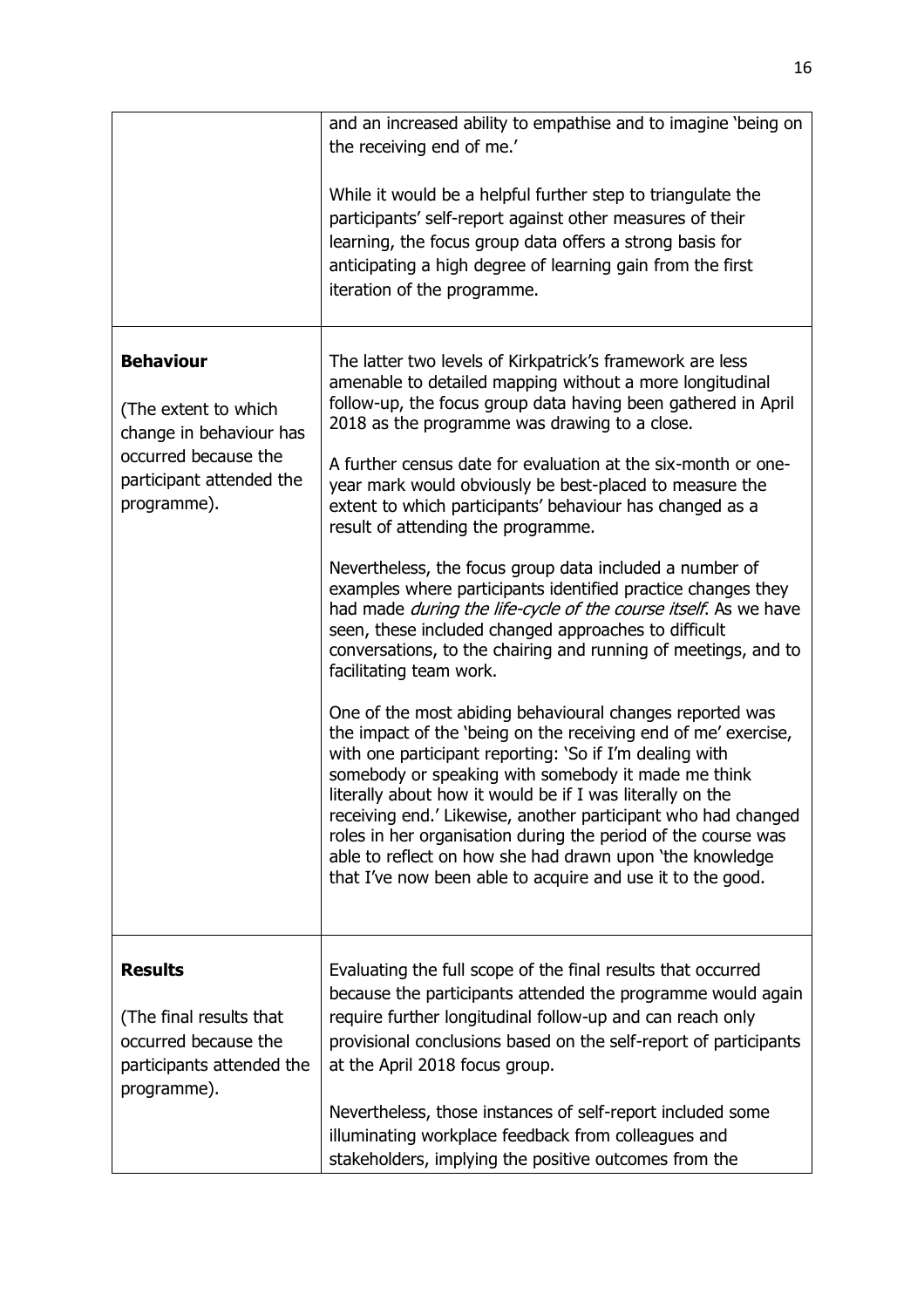| | |
|---|---|
| | and an increased ability to empathise and to imagine 'being on the receiving end of me.'<br><br>While it would be a helpful further step to triangulate the participants' self-report against other measures of their learning, the focus group data offers a strong basis for anticipating a high degree of learning gain from the first iteration of the programme. |
| **Behaviour**<br><br>(The extent to which change in behaviour has occurred because the participant attended the programme). | The latter two levels of Kirkpatrick's framework are less amenable to detailed mapping without a more longitudinal follow-up, the focus group data having been gathered in April 2018 as the programme was drawing to a close.<br><br>A further census date for evaluation at the six-month or one-year mark would obviously be best-placed to measure the extent to which participants' behaviour has changed as a result of attending the programme.<br><br>Nevertheless, the focus group data included a number of examples where participants identified practice changes they had made *during the life-cycle of the course itself*. As we have seen, these included changed approaches to difficult conversations, to the chairing and running of meetings, and to facilitating team work.<br><br>One of the most abiding behavioural changes reported was the impact of the 'being on the receiving end of me' exercise, with one participant reporting: 'So if I'm dealing with somebody or speaking with somebody it made me think literally about how it would be if I was literally on the receiving end.' Likewise, another participant who had changed roles in her organisation during the period of the course was able to reflect on how she had drawn upon 'the knowledge that I've now been able to acquire and use it to the good. |
| **Results**<br><br>(The final results that occurred because the participants attended the programme). | Evaluating the full scope of the final results that occurred because the participants attended the programme would again require further longitudinal follow-up and can reach only provisional conclusions based on the self-report of participants at the April 2018 focus group.<br><br>Nevertheless, those instances of self-report included some illuminating workplace feedback from colleagues and stakeholders, implying the positive outcomes from the |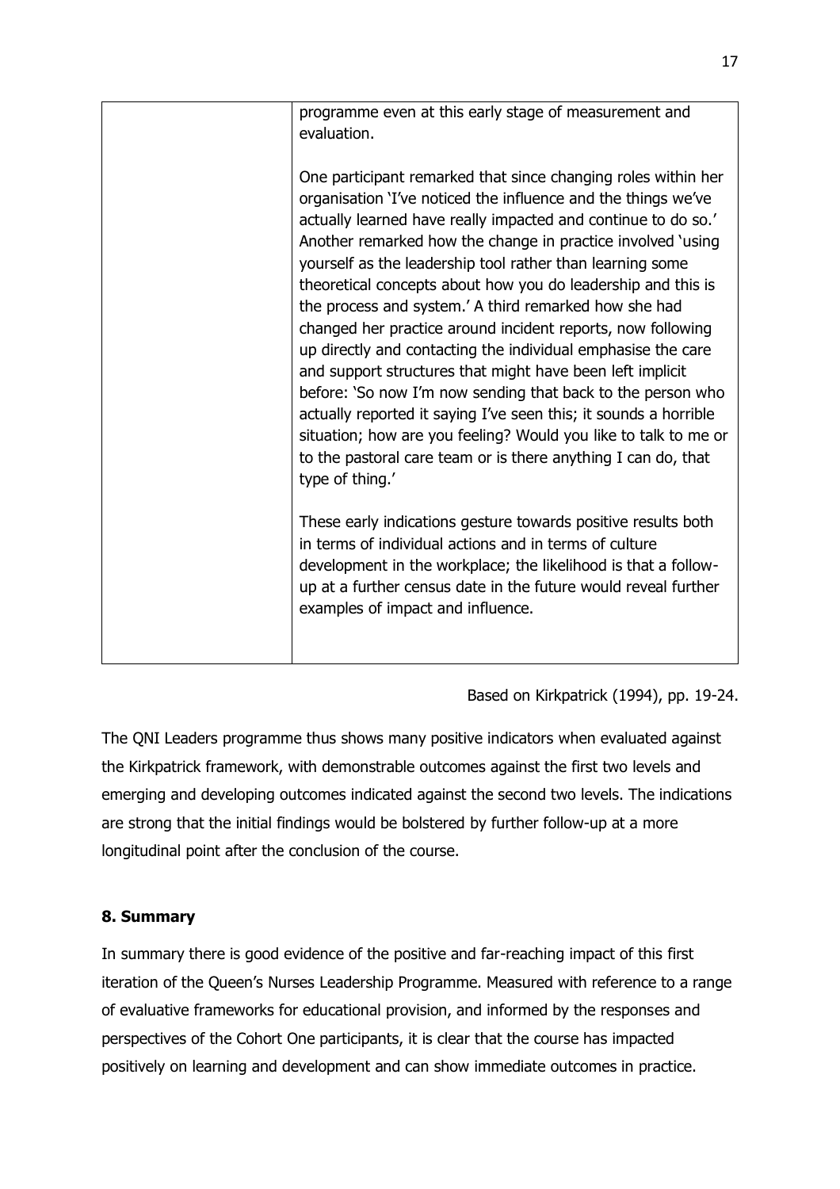| | |
|---|---|
| | programme even at this early stage of measurement and evaluation.<br><br>One participant remarked that since changing roles within her organisation 'I've noticed the influence and the things we've actually learned have really impacted and continue to do so.' Another remarked how the change in practice involved 'using yourself as the leadership tool rather than learning some theoretical concepts about how you do leadership and this is the process and system.' A third remarked how she had changed her practice around incident reports, now following up directly and contacting the individual emphasise the care and support structures that might have been left implicit before: 'So now I'm now sending that back to the person who actually reported it saying I've seen this; it sounds a horrible situation; how are you feeling? Would you like to talk to me or to the pastoral care team or is there anything I can do, that type of thing.'<br><br>These early indications gesture towards positive results both in terms of individual actions and in terms of culture development in the workplace; the likelihood is that a follow-up at a further census date in the future would reveal further examples of impact and influence. |

Based on Kirkpatrick (1994), pp. 19-24.

The QNI Leaders programme thus shows many positive indicators when evaluated against the Kirkpatrick framework, with demonstrable outcomes against the first two levels and emerging and developing outcomes indicated against the second two levels. The indications are strong that the initial findings would be bolstered by further follow-up at a more longitudinal point after the conclusion of the course.

## 8. Summary

In summary there is good evidence of the positive and far-reaching impact of this first iteration of the Queen's Nurses Leadership Programme. Measured with reference to a range of evaluative frameworks for educational provision, and informed by the responses and perspectives of the Cohort One participants, it is clear that the course has impacted positively on learning and development and can show immediate outcomes in practice.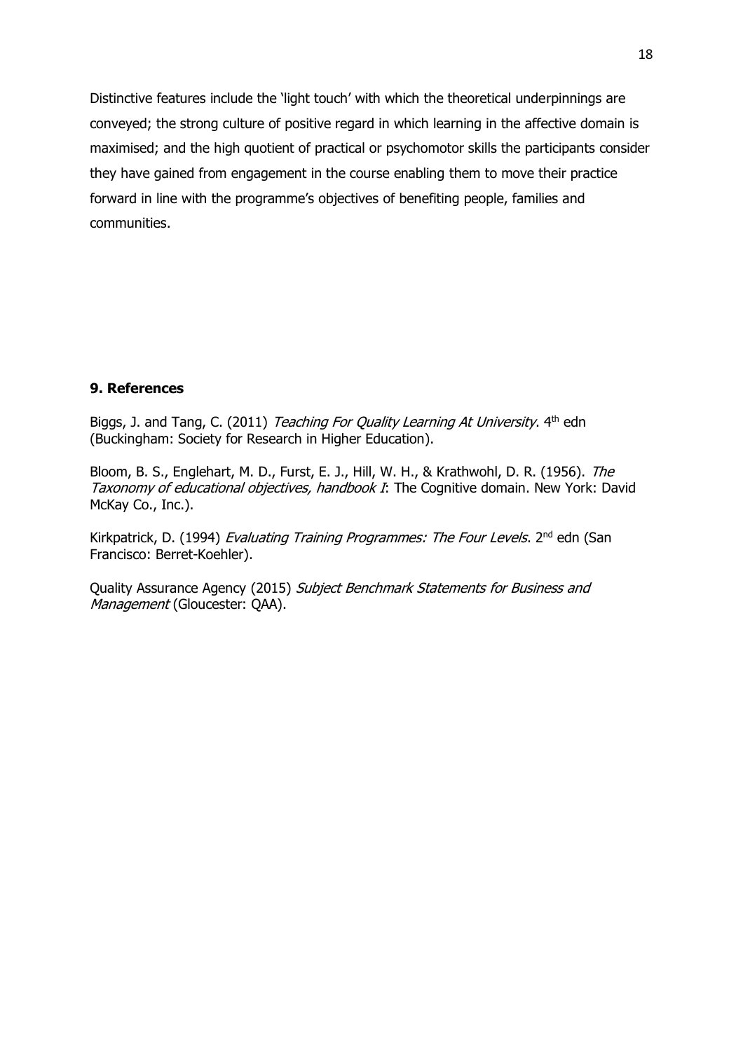Distinctive features include the 'light touch' with which the theoretical underpinnings are conveyed; the strong culture of positive regard in which learning in the affective domain is maximised; and the high quotient of practical or psychomotor skills the participants consider they have gained from engagement in the course enabling them to move their practice forward in line with the programme's objectives of benefiting people, families and communities.

## 9. References

Biggs, J. and Tang, C. (2011) *Teaching For Quality Learning At University*. 4th edn (Buckingham: Society for Research in Higher Education).

Bloom, B. S., Englehart, M. D., Furst, E. J., Hill, W. H., & Krathwohl, D. R. (1956). *The Taxonomy of educational objectives, handbook I*: The Cognitive domain. New York: David McKay Co., Inc.).

Kirkpatrick, D. (1994) *Evaluating Training Programmes: The Four Levels*. 2nd edn (San Francisco: Berret-Koehler).

Quality Assurance Agency (2015) *Subject Benchmark Statements for Business and Management* (Gloucester: QAA).